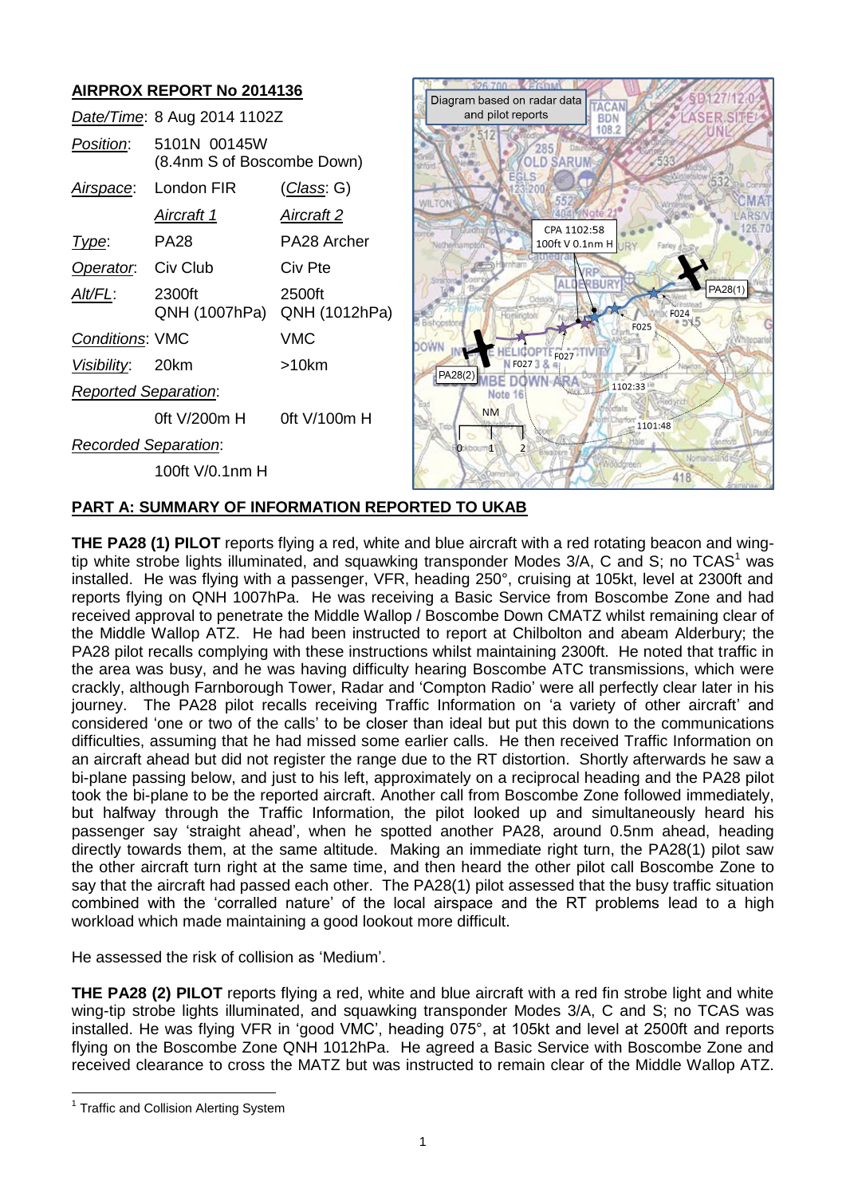## AIRPROX REPORT No 2014136

| | | |
|---|---|---|
| *Date/Time*: | 8 Aug 2014 1102Z | |
| *Position*: | 5101N 00145W (8.4nm S of Boscombe Down) | |
| *Airspace*: | London FIR | (*Class*: G) |
| | *Aircraft 1* | *Aircraft 2* |
| *Type*: | PA28 | PA28 Archer |
| *Operator*: | Civ Club | Civ Pte |
| *Alt/FL*: | 2300ft QNH (1007hPa) | 2500ft QNH (1012hPa) |
| *Conditions*: | VMC | VMC |
| *Visibility*: | 20km | >10km |
| *Reported Separation*: | | |
| | 0ft V/200m H | 0ft V/100m H |
| *Recorded Separation*: | | |
| | 100ft V/0.1nm H | |

Diagram based on radar data and pilot reports

## PART A: SUMMARY OF INFORMATION REPORTED TO UKAB

**THE PA28 (1) PILOT** reports flying a red, white and blue aircraft with a red rotating beacon and wing-tip white strobe lights illuminated, and squawking transponder Modes 3/A, C and S; no TCAS[1] was installed. He was flying with a passenger, VFR, heading 250°, cruising at 105kt, level at 2300ft and reports flying on QNH 1007hPa. He was receiving a Basic Service from Boscombe Zone and had received approval to penetrate the Middle Wallop / Boscombe Down CMATZ whilst remaining clear of the Middle Wallop ATZ. He had been instructed to report at Chilbolton and abeam Alderbury; the PA28 pilot recalls complying with these instructions whilst maintaining 2300ft. He noted that traffic in the area was busy, and he was having difficulty hearing Boscombe ATC transmissions, which were crackly, although Farnborough Tower, Radar and 'Compton Radio' were all perfectly clear later in his journey. The PA28 pilot recalls receiving Traffic Information on 'a variety of other aircraft' and considered 'one or two of the calls' to be closer than ideal but put this down to the communications difficulties, assuming that he had missed some earlier calls. He then received Traffic Information on an aircraft ahead but did not register the range due to the RT distortion. Shortly afterwards he saw a bi-plane passing below, and just to his left, approximately on a reciprocal heading and the PA28 pilot took the bi-plane to be the reported aircraft. Another call from Boscombe Zone followed immediately, but halfway through the Traffic Information, the pilot looked up and simultaneously heard his passenger say 'straight ahead', when he spotted another PA28, around 0.5nm ahead, heading directly towards them, at the same altitude. Making an immediate right turn, the PA28(1) pilot saw the other aircraft turn right at the same time, and then heard the other pilot call Boscombe Zone to say that the aircraft had passed each other. The PA28(1) pilot assessed that the busy traffic situation combined with the 'corralled nature' of the local airspace and the RT problems lead to a high workload which made maintaining a good lookout more difficult.

He assessed the risk of collision as 'Medium'.

**THE PA28 (2) PILOT** reports flying a red, white and blue aircraft with a red fin strobe light and white wing-tip strobe lights illuminated, and squawking transponder Modes 3/A, C and S; no TCAS was installed. He was flying VFR in 'good VMC', heading 075°, at 105kt and level at 2500ft and reports flying on the Boscombe Zone QNH 1012hPa. He agreed a Basic Service with Boscombe Zone and received clearance to cross the MATZ but was instructed to remain clear of the Middle Wallop ATZ.

[1] Traffic and Collision Alerting System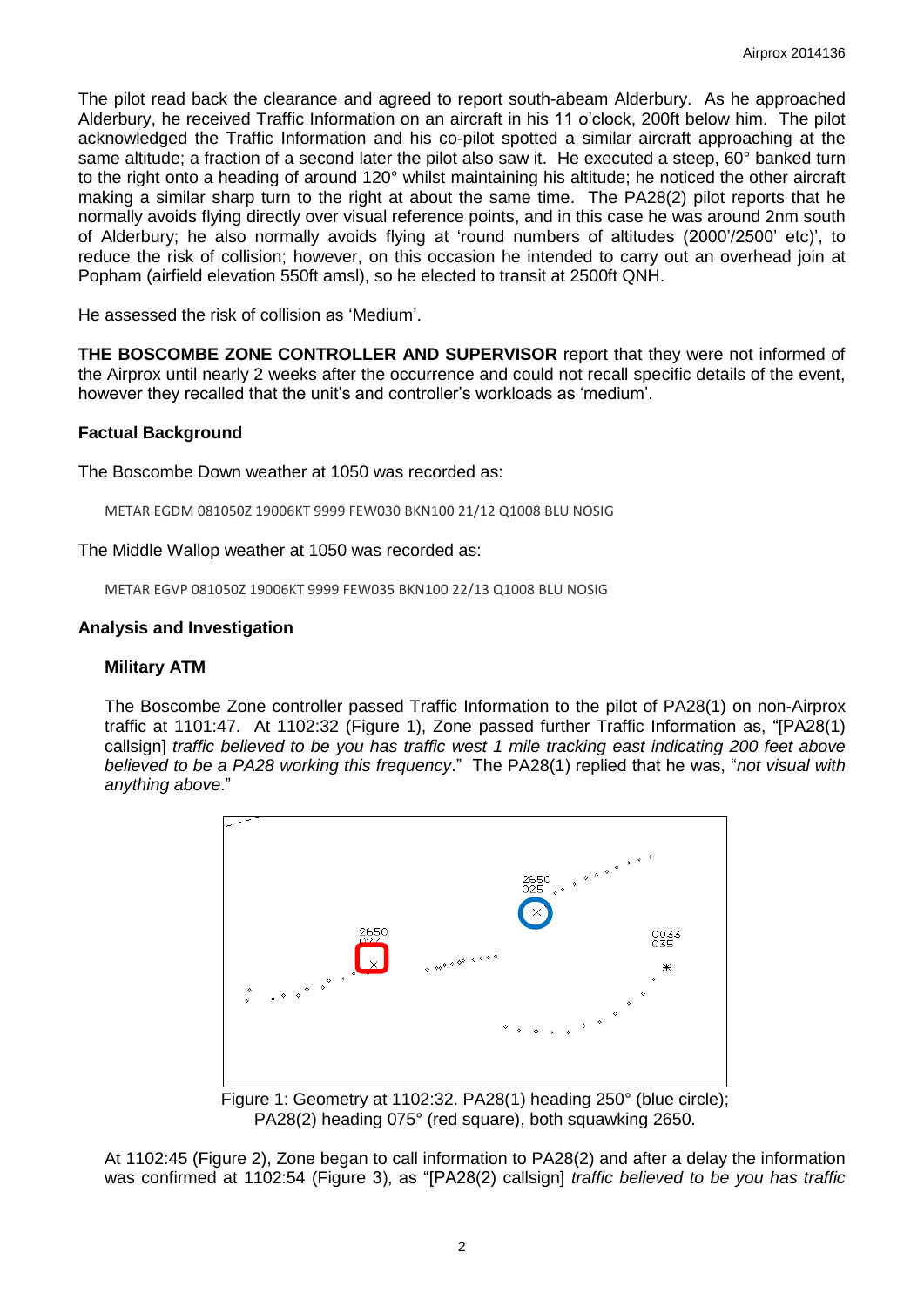The pilot read back the clearance and agreed to report south-abeam Alderbury. As he approached Alderbury, he received Traffic Information on an aircraft in his 11 o'clock, 200ft below him. The pilot acknowledged the Traffic Information and his co-pilot spotted a similar aircraft approaching at the same altitude; a fraction of a second later the pilot also saw it. He executed a steep, 60° banked turn to the right onto a heading of around 120° whilst maintaining his altitude; he noticed the other aircraft making a similar sharp turn to the right at about the same time. The PA28(2) pilot reports that he normally avoids flying directly over visual reference points, and in this case he was around 2nm south of Alderbury; he also normally avoids flying at 'round numbers of altitudes (2000'/2500' etc)', to reduce the risk of collision; however, on this occasion he intended to carry out an overhead join at Popham (airfield elevation 550ft amsl), so he elected to transit at 2500ft QNH.

He assessed the risk of collision as 'Medium'.

**THE BOSCOMBE ZONE CONTROLLER AND SUPERVISOR** report that they were not informed of the Airprox until nearly 2 weeks after the occurrence and could not recall specific details of the event, however they recalled that the unit's and controller's workloads as 'medium'.

## Factual Background

The Boscombe Down weather at 1050 was recorded as:

METAR EGDM 081050Z 19006KT 9999 FEW030 BKN100 21/12 Q1008 BLU NOSIG

The Middle Wallop weather at 1050 was recorded as:

METAR EGVP 081050Z 19006KT 9999 FEW035 BKN100 22/13 Q1008 BLU NOSIG

## Analysis and Investigation

### Military ATM

The Boscombe Zone controller passed Traffic Information to the pilot of PA28(1) on non-Airprox traffic at 1101:47. At 1102:32 (Figure 1), Zone passed further Traffic Information as, "[PA28(1) callsign] *traffic believed to be you has traffic west 1 mile tracking east indicating 200 feet above believed to be a PA28 working this frequency*." The PA28(1) replied that he was, "*not visual with anything above*."

Figure 1: Geometry at 1102:32. PA28(1) heading 250° (blue circle); PA28(2) heading 075° (red square), both squawking 2650.

At 1102:45 (Figure 2), Zone began to call information to PA28(2) and after a delay the information was confirmed at 1102:54 (Figure 3), as "[PA28(2) callsign] *traffic believed to be you has traffic*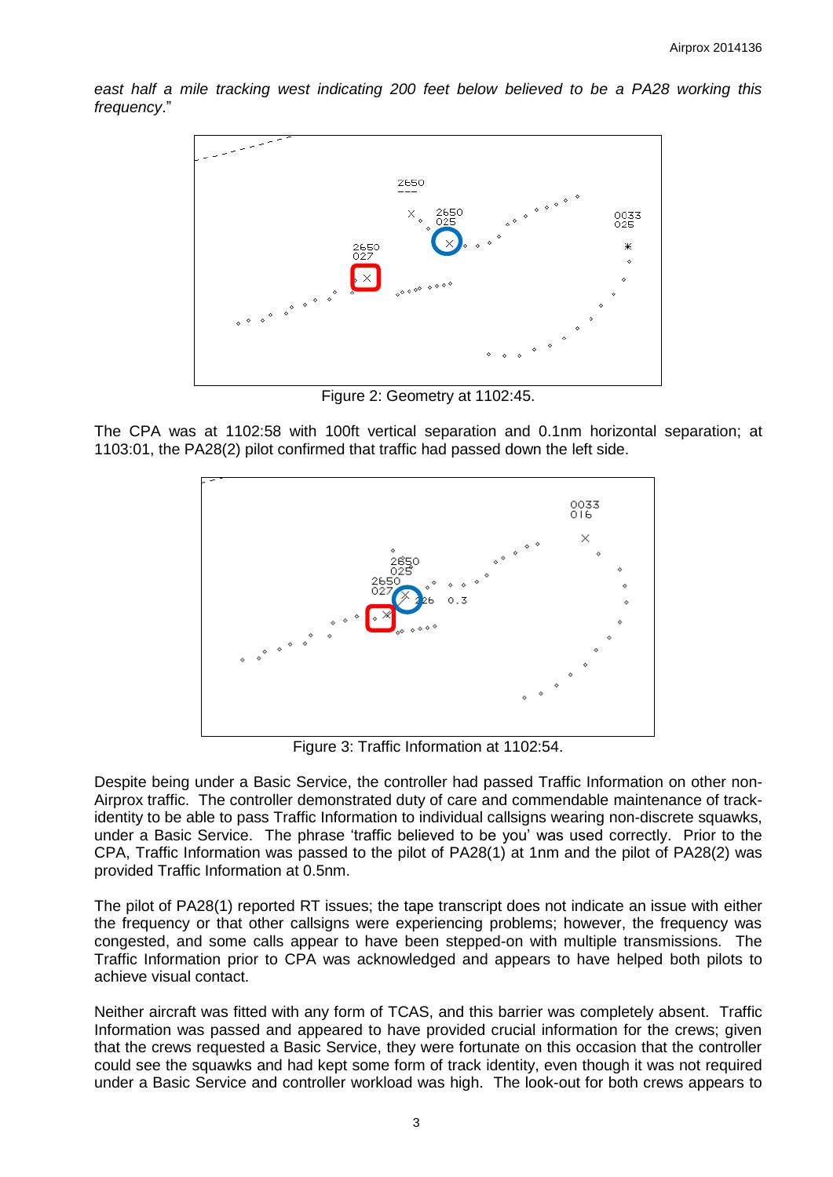*east half a mile tracking west indicating 200 feet below believed to be a PA28 working this frequency*."

Figure 2: Geometry at 1102:45.

The CPA was at 1102:58 with 100ft vertical separation and 0.1nm horizontal separation; at 1103:01, the PA28(2) pilot confirmed that traffic had passed down the left side.

Figure 3: Traffic Information at 1102:54.

Despite being under a Basic Service, the controller had passed Traffic Information on other non-Airprox traffic. The controller demonstrated duty of care and commendable maintenance of track-identity to be able to pass Traffic Information to individual callsigns wearing non-discrete squawks, under a Basic Service. The phrase 'traffic believed to be you' was used correctly. Prior to the CPA, Traffic Information was passed to the pilot of PA28(1) at 1nm and the pilot of PA28(2) was provided Traffic Information at 0.5nm.

The pilot of PA28(1) reported RT issues; the tape transcript does not indicate an issue with either the frequency or that other callsigns were experiencing problems; however, the frequency was congested, and some calls appear to have been stepped-on with multiple transmissions. The Traffic Information prior to CPA was acknowledged and appears to have helped both pilots to achieve visual contact.

Neither aircraft was fitted with any form of TCAS, and this barrier was completely absent. Traffic Information was passed and appeared to have provided crucial information for the crews; given that the crews requested a Basic Service, they were fortunate on this occasion that the controller could see the squawks and had kept some form of track identity, even though it was not required under a Basic Service and controller workload was high. The look-out for both crews appears to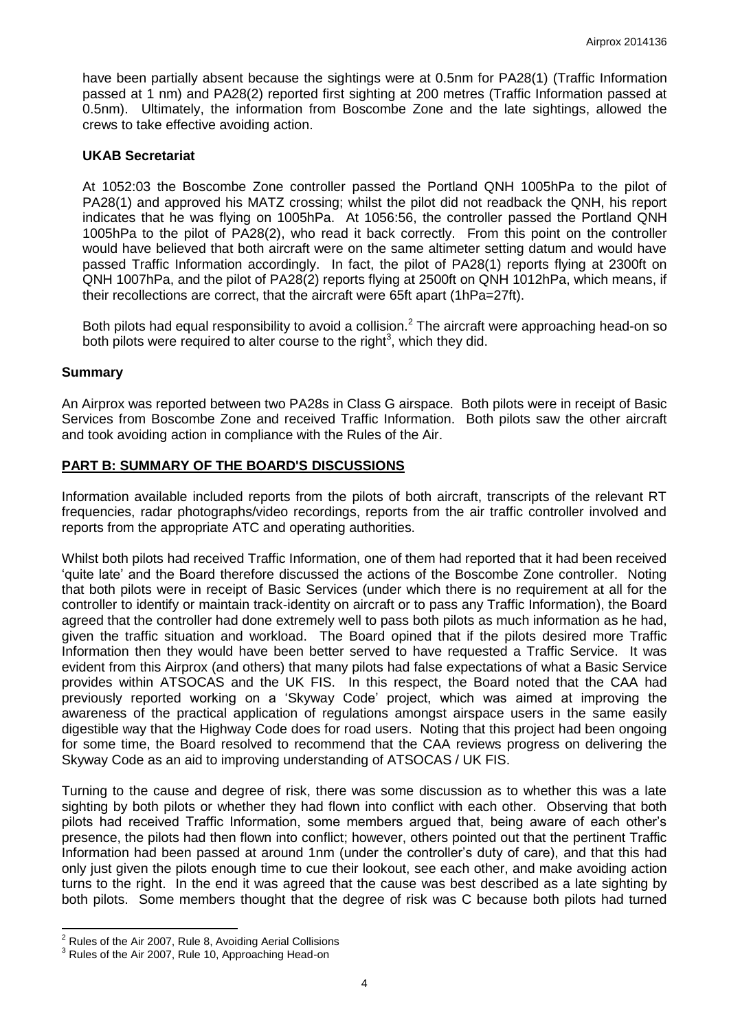have been partially absent because the sightings were at 0.5nm for PA28(1) (Traffic Information passed at 1 nm) and PA28(2) reported first sighting at 200 metres (Traffic Information passed at 0.5nm). Ultimately, the information from Boscombe Zone and the late sightings, allowed the crews to take effective avoiding action.

### UKAB Secretariat

At 1052:03 the Boscombe Zone controller passed the Portland QNH 1005hPa to the pilot of PA28(1) and approved his MATZ crossing; whilst the pilot did not readback the QNH, his report indicates that he was flying on 1005hPa. At 1056:56, the controller passed the Portland QNH 1005hPa to the pilot of PA28(2), who read it back correctly. From this point on the controller would have believed that both aircraft were on the same altimeter setting datum and would have passed Traffic Information accordingly. In fact, the pilot of PA28(1) reports flying at 2300ft on QNH 1007hPa, and the pilot of PA28(2) reports flying at 2500ft on QNH 1012hPa, which means, if their recollections are correct, that the aircraft were 65ft apart (1hPa=27ft).

Both pilots had equal responsibility to avoid a collision.[2] The aircraft were approaching head-on so both pilots were required to alter course to the right[3], which they did.

## Summary

An Airprox was reported between two PA28s in Class G airspace. Both pilots were in receipt of Basic Services from Boscombe Zone and received Traffic Information. Both pilots saw the other aircraft and took avoiding action in compliance with the Rules of the Air.

## PART B: SUMMARY OF THE BOARD'S DISCUSSIONS

Information available included reports from the pilots of both aircraft, transcripts of the relevant RT frequencies, radar photographs/video recordings, reports from the air traffic controller involved and reports from the appropriate ATC and operating authorities.

Whilst both pilots had received Traffic Information, one of them had reported that it had been received 'quite late' and the Board therefore discussed the actions of the Boscombe Zone controller. Noting that both pilots were in receipt of Basic Services (under which there is no requirement at all for the controller to identify or maintain track-identity on aircraft or to pass any Traffic Information), the Board agreed that the controller had done extremely well to pass both pilots as much information as he had, given the traffic situation and workload. The Board opined that if the pilots desired more Traffic Information then they would have been better served to have requested a Traffic Service. It was evident from this Airprox (and others) that many pilots had false expectations of what a Basic Service provides within ATSOCAS and the UK FIS. In this respect, the Board noted that the CAA had previously reported working on a 'Skyway Code' project, which was aimed at improving the awareness of the practical application of regulations amongst airspace users in the same easily digestible way that the Highway Code does for road users. Noting that this project had been ongoing for some time, the Board resolved to recommend that the CAA reviews progress on delivering the Skyway Code as an aid to improving understanding of ATSOCAS / UK FIS.

Turning to the cause and degree of risk, there was some discussion as to whether this was a late sighting by both pilots or whether they had flown into conflict with each other. Observing that both pilots had received Traffic Information, some members argued that, being aware of each other's presence, the pilots had then flown into conflict; however, others pointed out that the pertinent Traffic Information had been passed at around 1nm (under the controller's duty of care), and that this had only just given the pilots enough time to cue their lookout, see each other, and make avoiding action turns to the right. In the end it was agreed that the cause was best described as a late sighting by both pilots. Some members thought that the degree of risk was C because both pilots had turned

---

[2] Rules of the Air 2007, Rule 8, Avoiding Aerial Collisions

[3] Rules of the Air 2007, Rule 10, Approaching Head-on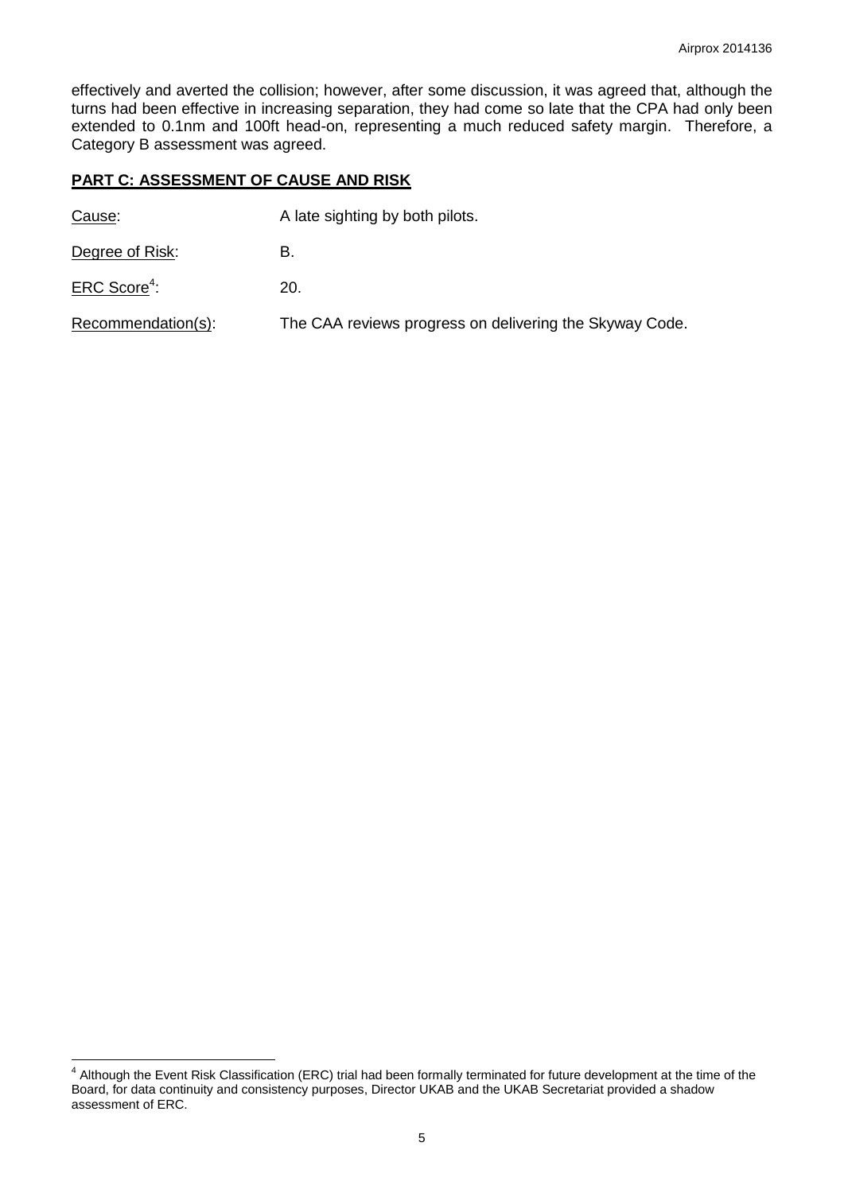effectively and averted the collision; however, after some discussion, it was agreed that, although the turns had been effective in increasing separation, they had come so late that the CPA had only been extended to 0.1nm and 100ft head-on, representing a much reduced safety margin. Therefore, a Category B assessment was agreed.

## PART C: ASSESSMENT OF CAUSE AND RISK

Cause: A late sighting by both pilots.

Degree of Risk: B.

ERC Score[4]: 20.

Recommendation(s): The CAA reviews progress on delivering the Skyway Code.

[4] Although the Event Risk Classification (ERC) trial had been formally terminated for future development at the time of the Board, for data continuity and consistency purposes, Director UKAB and the UKAB Secretariat provided a shadow assessment of ERC.